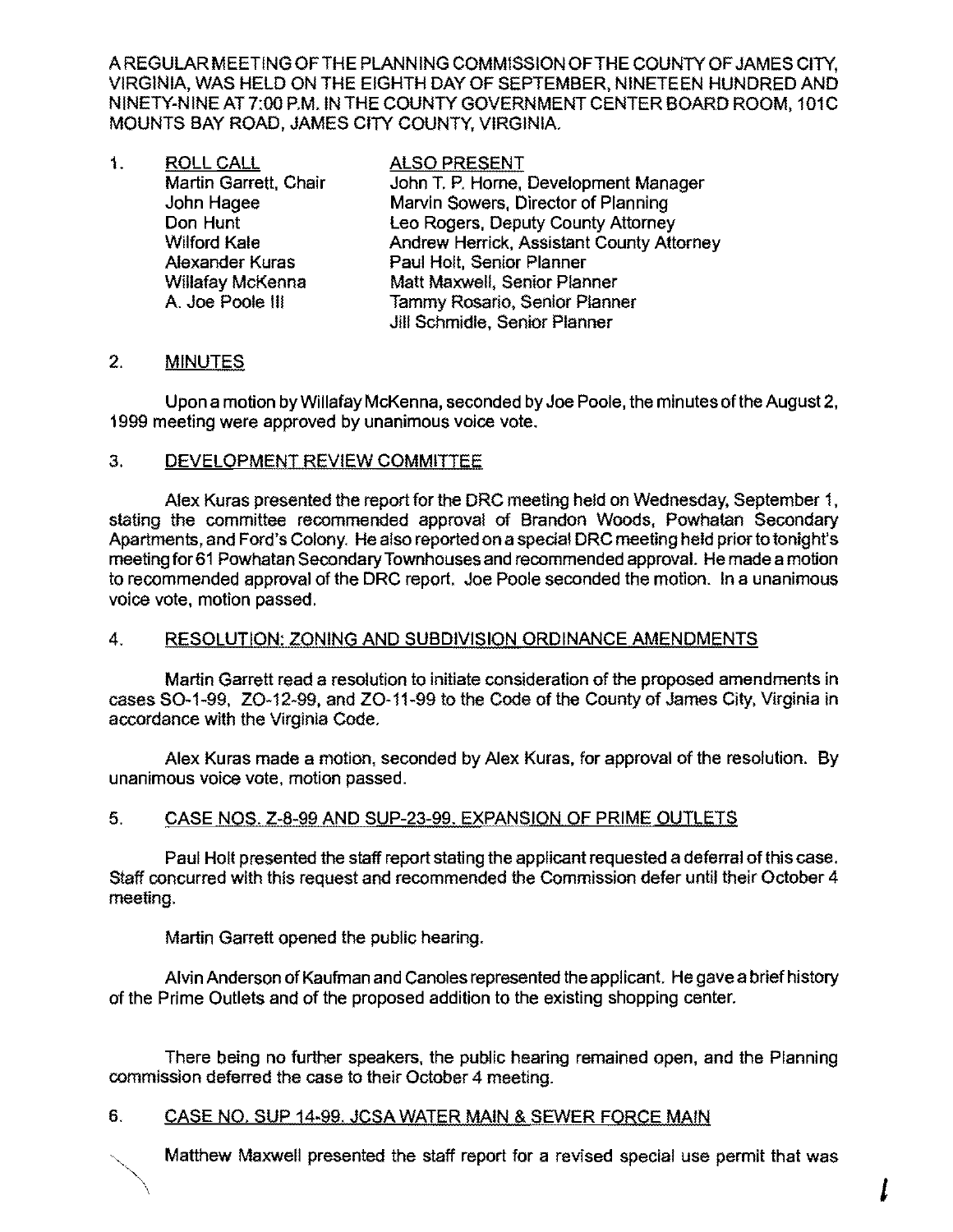A REGULAR MEETING OF THE PLANNING COMMISSION OF THE COUNTY OF JAMES CITY, VIRGINIA, WAS HELD ON THE EIGHTH DAY OF SEPTEMBER, NINETEEN HUNDRED AND NINETY-NINE AT 7:00 P.M. IN THE COUNTY GOVERNMENT CENTER BOARD ROOM, 101C MOUNTS BAY ROAD, JAMES CITY COUNTY, VIRGINIA.

1. ROLL CALL

| ROLL CALL | ALSO PRESENT |
|---|---|
| Martin Garrett, Chair | John T. P. Horne, Development Manager |
| John Hagee | Marvin Sowers, Director of Planning |
| Don Hunt | Leo Rogers, Deputy County Attorney |
| Wilford Kale | Andrew Herrick, Assistant County Attorney |
| Alexander Kuras | Paul Holt, Senior Planner |
| Willafay McKenna | Matt Maxwell, Senior Planner |
| A. Joe Poole III | Tammy Rosario, Senior Planner |
| | Jill Schmidle, Senior Planner |

2. MINUTES

Upon a motion by Willafay McKenna, seconded by Joe Poole, the minutes of the August 2, 1999 meeting were approved by unanimous voice vote.

3. DEVELOPMENT REVIEW COMMITTEE

Alex Kuras presented the report for the DRC meeting held on Wednesday, September 1, stating the committee recommended approval of Brandon Woods, Powhatan Secondary Apartments, and Ford's Colony. He also reported on a special DRC meeting held prior to tonight's meeting for 61 Powhatan Secondary Townhouses and recommended approval. He made a motion to recommended approval of the DRC report. Joe Poole seconded the motion. In a unanimous voice vote, motion passed.

4. RESOLUTION: ZONING AND SUBDIVISION ORDINANCE AMENDMENTS

Martin Garrett read a resolution to initiate consideration of the proposed amendments in cases SO-1-99, ZO-12-99, and ZO-11-99 to the Code of the County of James City, Virginia in accordance with the Virginia Code.

Alex Kuras made a motion, seconded by Alex Kuras, for approval of the resolution. By unanimous voice vote, motion passed.

5. CASE NOS. Z-8-99 AND SUP-23-99. EXPANSION OF PRIME OUTLETS

Paul Holt presented the staff report stating the applicant requested a deferral of this case. Staff concurred with this request and recommended the Commission defer until their October 4 meeting.

Martin Garrett opened the public hearing.

Alvin Anderson of Kaufman and Canoles represented the applicant. He gave a brief history of the Prime Outlets and of the proposed addition to the existing shopping center.

There being no further speakers, the public hearing remained open, and the Planning commission deferred the case to their October 4 meeting.

6. CASE NO. SUP 14-99. JCSA WATER MAIN & SEWER FORCE MAIN

Matthew Maxwell presented the staff report for a revised special use permit that was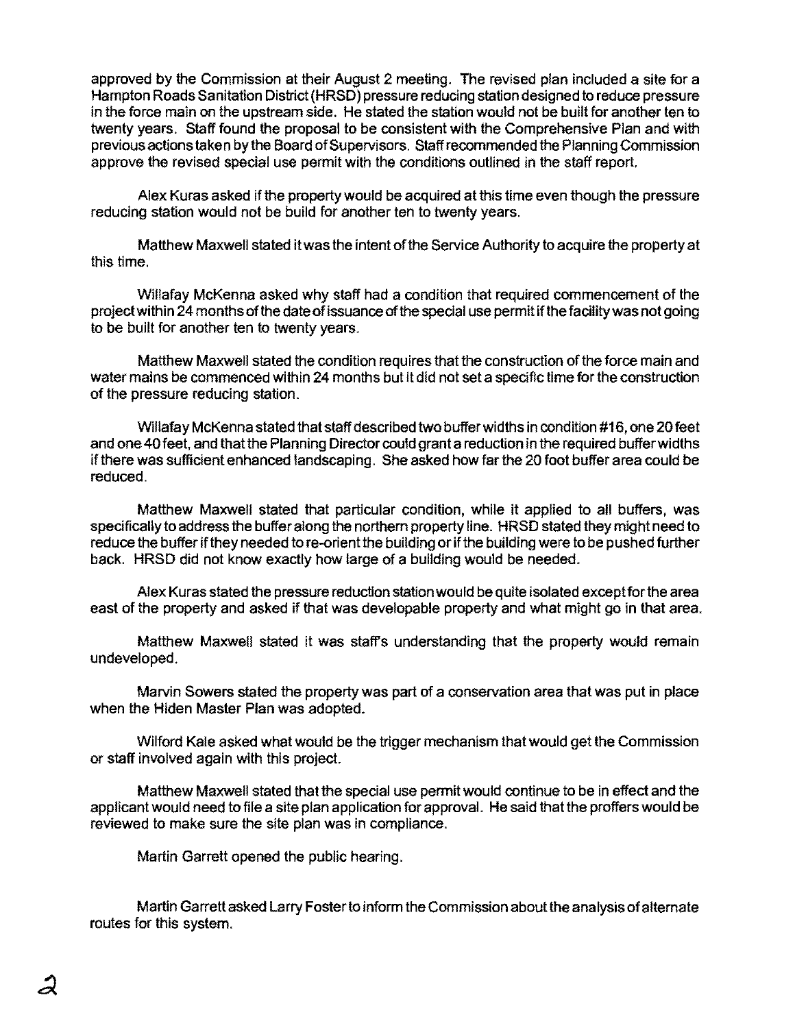approved by the Commission at their August 2 meeting. The revised plan included a site for a Hampton Roads Sanitation District (HRSD) pressure reducing station designed to reduce pressure in the force main on the upstream side. He stated the station would not be built for another ten to twenty years. Staff found the proposal to be consistent with the Comprehensive Plan and with previous actions taken by the Board of Supervisors. Staff recommended the Planning Commission approve the revised special use permit with the conditions outlined in the staff report.

Alex Kuras asked if the property would be acquired at this time even though the pressure reducing station would not be build for another ten to twenty years.

Matthew Maxwell stated it was the intent of the Service Authority to acquire the property at this time.

Willafay McKenna asked why staff had a condition that required commencement of the project within 24 months of the date of issuance of the special use permit if the facility was not going to be built for another ten to twenty years.

Matthew Maxwell stated the condition requires that the construction of the force main and water mains be commenced within 24 months but it did not set a specific time for the construction of the pressure reducing station.

Willafay McKenna stated that staff described two buffer widths in condition #16, one 20 feet and one 40 feet, and that the Planning Director could grant a reduction in the required buffer widths if there was sufficient enhanced landscaping. She asked how far the 20 foot buffer area could be reduced.

Matthew Maxwell stated that particular condition, while it applied to all buffers, was specifically to address the buffer along the northern property line. HRSD stated they might need to reduce the buffer if they needed to re-orient the building or if the building were to be pushed further back. HRSD did not know exactly how large of a building would be needed.

Alex Kuras stated the pressure reduction station would be quite isolated except for the area east of the property and asked if that was developable property and what might go in that area.

Matthew Maxwell stated it was staff's understanding that the property would remain undeveloped.

Marvin Sowers stated the property was part of a conservation area that was put in place when the Hiden Master Plan was adopted.

Wilford Kale asked what would be the trigger mechanism that would get the Commission or staff involved again with this project.

Matthew Maxwell stated that the special use permit would continue to be in effect and the applicant would need to file a site plan application for approval. He said that the proffers would be reviewed to make sure the site plan was in compliance.

Martin Garrett opened the public hearing.

Martin Garrett asked Larry Foster to inform the Commission about the analysis of alternate routes for this system.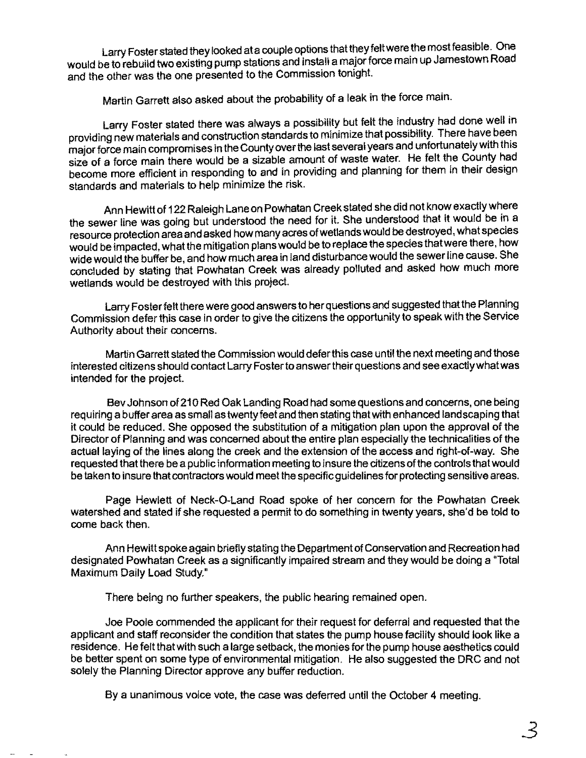Larry Foster stated they looked at a couple options that they felt were the most feasible. One would be to rebuild two existing pump stations and install a major force main up Jamestown Road and the other was the one presented to the Commission tonight.

Martin Garrett also asked about the probability of a leak in the force main.

Larry Foster stated there was always a possibility but felt the industry had done well in providing new materials and construction standards to minimize that possibility. There have been major force main compromises in the County over the last several years and unfortunately with this size of a force main there would be a sizable amount of waste water. He felt the County had become more efficient in responding to and in providing and planning for them in their design standards and materials to help minimize the risk.

Ann Hewitt of 122 Raleigh Lane on Powhatan Creek stated she did not know exactly where the sewer line was going but understood the need for it. She understood that it would be in a resource protection area and asked how many acres of wetlands would be destroyed, what species would be impacted, what the mitigation plans would be to replace the species that were there, how wide would the buffer be, and how much area in land disturbance would the sewer line cause. She concluded by stating that Powhatan Creek was already polluted and asked how much more wetlands would be destroyed with this project.

Larry Foster felt there were good answers to her questions and suggested that the Planning Commission defer this case in order to give the citizens the opportunity to speak with the Service Authority about their concerns.

Martin Garrett stated the Commission would defer this case until the next meeting and those interested citizens should contact Larry Foster to answer their questions and see exactly what was intended for the project.

Bev Johnson of 210 Red Oak Landing Road had some questions and concerns, one being requiring a buffer area as small as twenty feet and then stating that with enhanced landscaping that it could be reduced. She opposed the substitution of a mitigation plan upon the approval of the Director of Planning and was concerned about the entire plan especially the technicalities of the actual laying of the lines along the creek and the extension of the access and right-of-way. She requested that there be a public information meeting to insure the citizens of the controls that would be taken to insure that contractors would meet the specific guidelines for protecting sensitive areas.

Page Hewlett of Neck-O-Land Road spoke of her concern for the Powhatan Creek watershed and stated if she requested a permit to do something in twenty years, she'd be told to come back then.

Ann Hewitt spoke again briefly stating the Department of Conservation and Recreation had designated Powhatan Creek as a significantly impaired stream and they would be doing a "Total Maximum Daily Load Study."

There being no further speakers, the public hearing remained open.

Joe Poole commended the applicant for their request for deferral and requested that the applicant and staff reconsider the condition that states the pump house facility should look like a residence. He felt that with such a large setback, the monies for the pump house aesthetics could be better spent on some type of environmental mitigation. He also suggested the DRC and not solely the Planning Director approve any buffer reduction.

By a unanimous voice vote, the case was deferred until the October 4 meeting.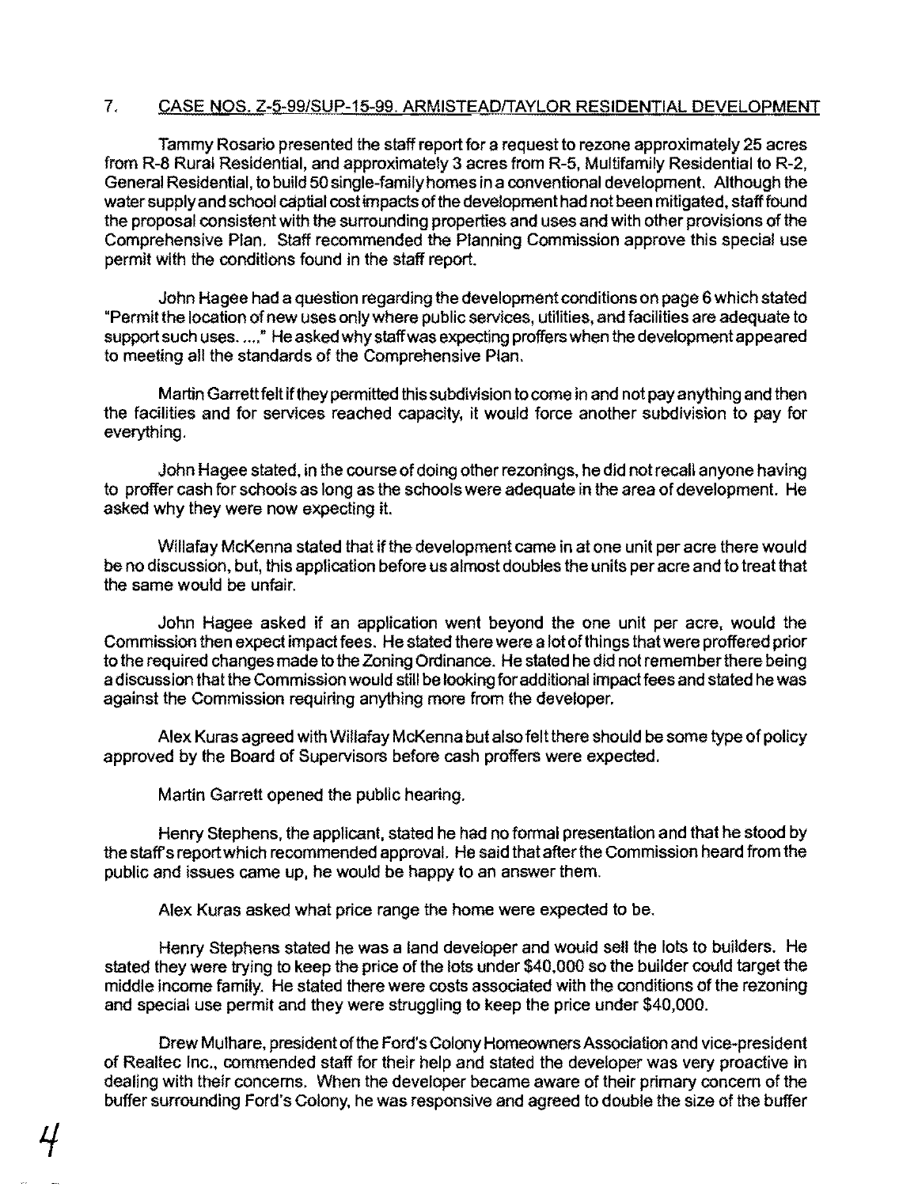7. <u>CASE NOS. Z-5-99/SUP-15-99. ARMISTEAD/TAYLOR RESIDENTIAL DEVELOPMENT</u>

Tammy Rosario presented the staff report for a request to rezone approximately 25 acres from R-8 Rural Residential, and approximately 3 acres from R-5, Multifamily Residential to R-2, General Residential, to build 50 single-family homes in a conventional development. Although the water supply and school captial cost impacts of the development had not been mitigated, staff found the proposal consistent with the surrounding properties and uses and with other provisions of the Comprehensive Plan. Staff recommended the Planning Commission approve this special use permit with the conditions found in the staff report.

John Hagee had a question regarding the development conditions on page 6 which stated "Permit the location of new uses only where public services, utilities, and facilities are adequate to support such uses. ...." He asked why staff was expecting proffers when the development appeared to meeting all the standards of the Comprehensive Plan.

Martin Garrett felt if they permitted this subdivision to come in and not pay anything and then the facilities and for services reached capacity, it would force another subdivision to pay for everything.

John Hagee stated, in the course of doing other rezonings, he did not recall anyone having to proffer cash for schools as long as the schools were adequate in the area of development. He asked why they were now expecting it.

Willafay McKenna stated that if the development came in at one unit per acre there would be no discussion, but, this application before us almost doubles the units per acre and to treat that the same would be unfair.

John Hagee asked if an application went beyond the one unit per acre, would the Commission then expect impact fees. He stated there were a lot of things that were proffered prior to the required changes made to the Zoning Ordinance. He stated he did not remember there being a discussion that the Commission would still be looking for additional impact fees and stated he was against the Commission requiring anything more from the developer.

Alex Kuras agreed with Willafay McKenna but also felt there should be some type of policy approved by the Board of Supervisors before cash proffers were expected.

Martin Garrett opened the public hearing.

Henry Stephens, the applicant, stated he had no formal presentation and that he stood by the staff's report which recommended approval. He said that after the Commission heard from the public and issues came up, he would be happy to an answer them.

Alex Kuras asked what price range the home were expected to be.

Henry Stephens stated he was a land developer and would sell the lots to builders. He stated they were trying to keep the price of the lots under $40,000 so the builder could target the middle income family. He stated there were costs associated with the conditions of the rezoning and special use permit and they were struggling to keep the price under $40,000.

Drew Mulhare, president of the Ford's Colony Homeowners Association and vice-president of Realtec Inc., commended staff for their help and stated the developer was very proactive in dealing with their concerns. When the developer became aware of their primary concern of the buffer surrounding Ford's Colony, he was responsive and agreed to double the size of the buffer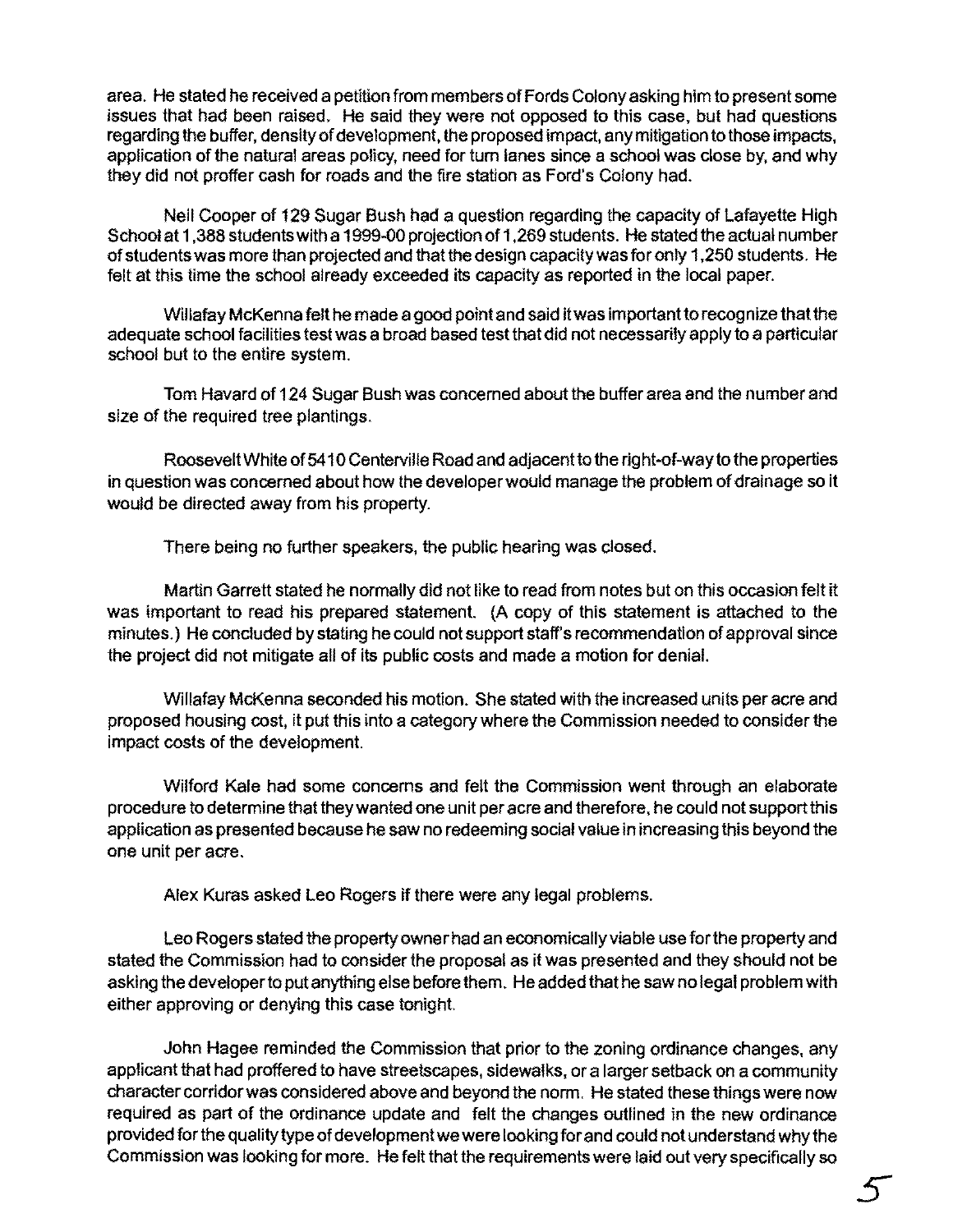area. He stated he received a petition from members of Fords Colony asking him to present some issues that had been raised. He said they were not opposed to this case, but had questions regarding the buffer, density of development, the proposed impact, any mitigation to those impacts, application of the natural areas policy, need for turn lanes since a school was close by, and why they did not proffer cash for roads and the fire station as Ford's Colony had.

Neil Cooper of 129 Sugar Bush had a question regarding the capacity of Lafayette High School at 1,388 students with a 1999-00 projection of 1,269 students. He stated the actual number of students was more than projected and that the design capacity was for only 1,250 students. He felt at this time the school already exceeded its capacity as reported in the local paper.

Willafay McKenna felt he made a good point and said it was important to recognize that the adequate school facilities test was a broad based test that did not necessarily apply to a particular school but to the entire system.

Tom Havard of 124 Sugar Bush was concerned about the buffer area and the number and size of the required tree plantings.

Roosevelt White of 5410 Centerville Road and adjacent to the right-of-way to the properties in question was concerned about how the developer would manage the problem of drainage so it would be directed away from his property.

There being no further speakers, the public hearing was closed.

Martin Garrett stated he normally did not like to read from notes but on this occasion felt it was important to read his prepared statement. (A copy of this statement is attached to the minutes.) He concluded by stating he could not support staff's recommendation of approval since the project did not mitigate all of its public costs and made a motion for denial.

Willafay McKenna seconded his motion. She stated with the increased units per acre and proposed housing cost, it put this into a category where the Commission needed to consider the impact costs of the development.

Wilford Kale had some concerns and felt the Commission went through an elaborate procedure to determine that they wanted one unit per acre and therefore, he could not support this application as presented because he saw no redeeming social value in increasing this beyond the one unit per acre.

Alex Kuras asked Leo Rogers if there were any legal problems.

Leo Rogers stated the property owner had an economically viable use for the property and stated the Commission had to consider the proposal as it was presented and they should not be asking the developer to put anything else before them. He added that he saw no legal problem with either approving or denying this case tonight.

John Hagee reminded the Commission that prior to the zoning ordinance changes, any applicant that had proffered to have streetscapes, sidewalks, or a larger setback on a community character corridor was considered above and beyond the norm. He stated these things were now required as part of the ordinance update and felt the changes outlined in the new ordinance provided for the quality type of development we were looking for and could not understand why the Commission was looking for more. He felt that the requirements were laid out very specifically so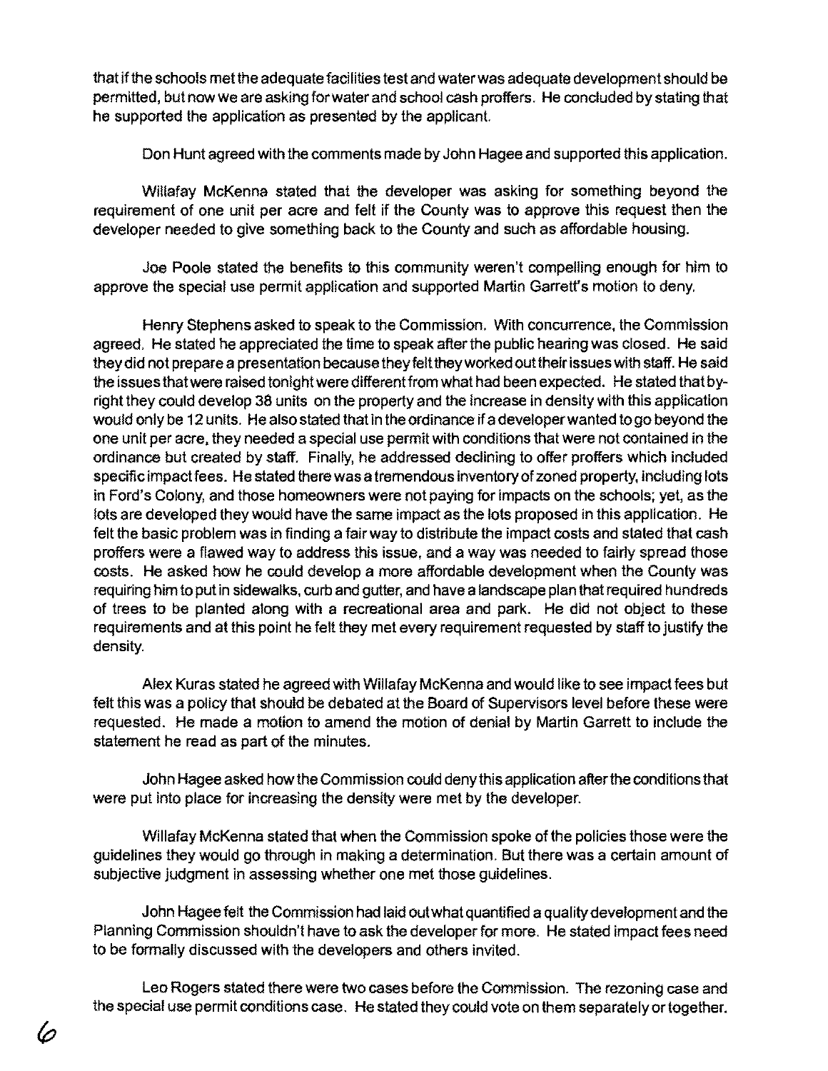that if the schools met the adequate facilities test and water was adequate development should be permitted, but now we are asking for water and school cash proffers. He concluded by stating that he supported the application as presented by the applicant.

Don Hunt agreed with the comments made by John Hagee and supported this application.

Willafay McKenna stated that the developer was asking for something beyond the requirement of one unit per acre and felt if the County was to approve this request then the developer needed to give something back to the County and such as affordable housing.

Joe Poole stated the benefits to this community weren't compelling enough for him to approve the special use permit application and supported Martin Garrett's motion to deny.

Henry Stephens asked to speak to the Commission. With concurrence, the Commission agreed. He stated he appreciated the time to speak after the public hearing was closed. He said they did not prepare a presentation because they felt they worked out their issues with staff. He said the issues that were raised tonight were different from what had been expected. He stated that by-right they could develop 38 units on the property and the increase in density with this application would only be 12 units. He also stated that in the ordinance if a developer wanted to go beyond the one unit per acre, they needed a special use permit with conditions that were not contained in the ordinance but created by staff. Finally, he addressed declining to offer proffers which included specific impact fees. He stated there was a tremendous inventory of zoned property, including lots in Ford's Colony, and those homeowners were not paying for impacts on the schools; yet, as the lots are developed they would have the same impact as the lots proposed in this application. He felt the basic problem was in finding a fair way to distribute the impact costs and stated that cash proffers were a flawed way to address this issue, and a way was needed to fairly spread those costs. He asked how he could develop a more affordable development when the County was requiring him to put in sidewalks, curb and gutter, and have a landscape plan that required hundreds of trees to be planted along with a recreational area and park. He did not object to these requirements and at this point he felt they met every requirement requested by staff to justify the density.

Alex Kuras stated he agreed with Willafay McKenna and would like to see impact fees but felt this was a policy that should be debated at the Board of Supervisors level before these were requested. He made a motion to amend the motion of denial by Martin Garrett to include the statement he read as part of the minutes.

John Hagee asked how the Commission could deny this application after the conditions that were put into place for increasing the density were met by the developer.

Willafay McKenna stated that when the Commission spoke of the policies those were the guidelines they would go through in making a determination. But there was a certain amount of subjective judgment in assessing whether one met those guidelines.

John Hagee felt the Commission had laid out what quantified a quality development and the Planning Commission shouldn't have to ask the developer for more. He stated impact fees need to be formally discussed with the developers and others invited.

Leo Rogers stated there were two cases before the Commission. The rezoning case and the special use permit conditions case. He stated they could vote on them separately or together.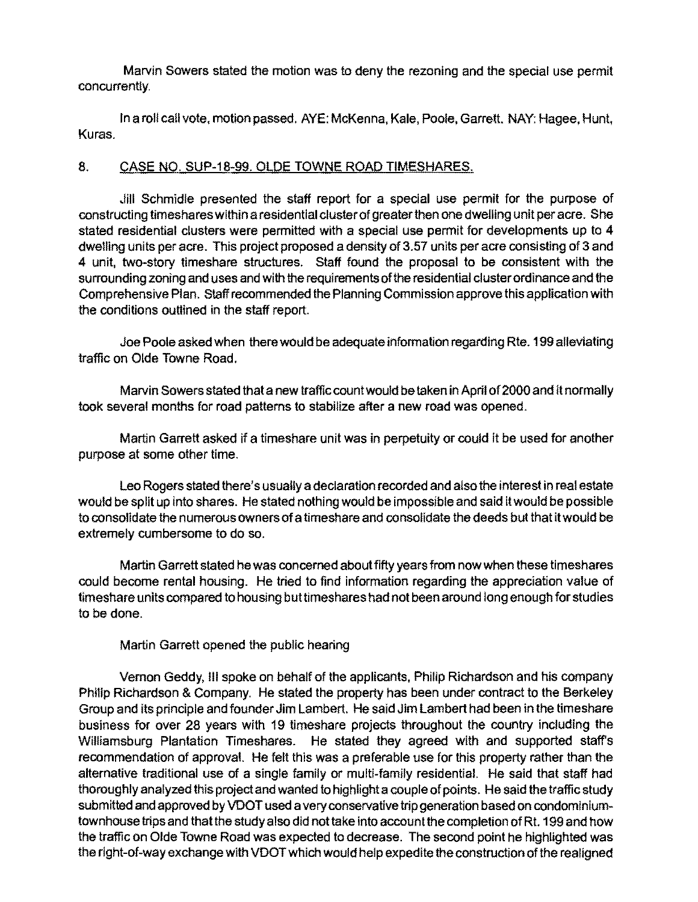Marvin Sowers stated the motion was to deny the rezoning and the special use permit concurrently.

In a roll call vote, motion passed. AYE: McKenna, Kale, Poole, Garrett. NAY: Hagee, Hunt, Kuras.

8. CASE NO. SUP-18-99. OLDE TOWNE ROAD TIMESHARES.

Jill Schmidle presented the staff report for a special use permit for the purpose of constructing timeshares within a residential cluster of greater then one dwelling unit per acre. She stated residential clusters were permitted with a special use permit for developments up to 4 dwelling units per acre. This project proposed a density of 3.57 units per acre consisting of 3 and 4 unit, two-story timeshare structures. Staff found the proposal to be consistent with the surrounding zoning and uses and with the requirements of the residential cluster ordinance and the Comprehensive Plan. Staff recommended the Planning Commission approve this application with the conditions outlined in the staff report.

Joe Poole asked when there would be adequate information regarding Rte. 199 alleviating traffic on Olde Towne Road.

Marvin Sowers stated that a new traffic count would be taken in April of 2000 and it normally took several months for road patterns to stabilize after a new road was opened.

Martin Garrett asked if a timeshare unit was in perpetuity or could it be used for another purpose at some other time.

Leo Rogers stated there's usually a declaration recorded and also the interest in real estate would be split up into shares. He stated nothing would be impossible and said it would be possible to consolidate the numerous owners of a timeshare and consolidate the deeds but that it would be extremely cumbersome to do so.

Martin Garrett stated he was concerned about fifty years from now when these timeshares could become rental housing. He tried to find information regarding the appreciation value of timeshare units compared to housing but timeshares had not been around long enough for studies to be done.

Martin Garrett opened the public hearing

Vernon Geddy, III spoke on behalf of the applicants, Philip Richardson and his company Philip Richardson & Company. He stated the property has been under contract to the Berkeley Group and its principle and founder Jim Lambert. He said Jim Lambert had been in the timeshare business for over 28 years with 19 timeshare projects throughout the country including the Williamsburg Plantation Timeshares. He stated they agreed with and supported staff's recommendation of approval. He felt this was a preferable use for this property rather than the alternative traditional use of a single family or multi-family residential. He said that staff had thoroughly analyzed this project and wanted to highlight a couple of points. He said the traffic study submitted and approved by VDOT used a very conservative trip generation based on condominium-townhouse trips and that the study also did not take into account the completion of Rt. 199 and how the traffic on Olde Towne Road was expected to decrease. The second point he highlighted was the right-of-way exchange with VDOT which would help expedite the construction of the realigned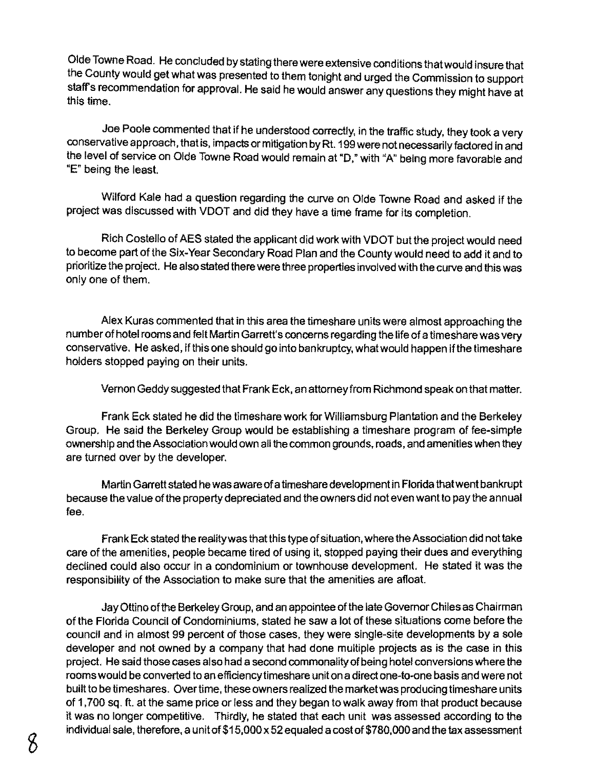Olde Towne Road. He concluded by stating there were extensive conditions that would insure that the County would get what was presented to them tonight and urged the Commission to support staff's recommendation for approval. He said he would answer any questions they might have at this time.

Joe Poole commented that if he understood correctly, in the traffic study, they took a very conservative approach, that is, impacts or mitigation by Rt. 199 were not necessarily factored in and the level of service on Olde Towne Road would remain at "D," with "A" being more favorable and "E" being the least.

Wilford Kale had a question regarding the curve on Olde Towne Road and asked if the project was discussed with VDOT and did they have a time frame for its completion.

Rich Costello of AES stated the applicant did work with VDOT but the project would need to become part of the Six-Year Secondary Road Plan and the County would need to add it and to prioritize the project. He also stated there were three properties involved with the curve and this was only one of them.

Alex Kuras commented that in this area the timeshare units were almost approaching the number of hotel rooms and felt Martin Garrett's concerns regarding the life of a timeshare was very conservative. He asked, if this one should go into bankruptcy, what would happen if the timeshare holders stopped paying on their units.

Vernon Geddy suggested that Frank Eck, an attorney from Richmond speak on that matter.

Frank Eck stated he did the timeshare work for Williamsburg Plantation and the Berkeley Group. He said the Berkeley Group would be establishing a timeshare program of fee-simple ownership and the Association would own all the common grounds, roads, and amenities when they are turned over by the developer.

Martin Garrett stated he was aware of a timeshare development in Florida that went bankrupt because the value of the property depreciated and the owners did not even want to pay the annual fee.

Frank Eck stated the reality was that this type of situation, where the Association did not take care of the amenities, people became tired of using it, stopped paying their dues and everything declined could also occur in a condominium or townhouse development. He stated it was the responsibility of the Association to make sure that the amenities are afloat.

Jay Ottino of the Berkeley Group, and an appointee of the late Governor Chiles as Chairman of the Florida Council of Condominiums, stated he saw a lot of these situations come before the council and in almost 99 percent of those cases, they were single-site developments by a sole developer and not owned by a company that had done multiple projects as is the case in this project. He said those cases also had a second commonality of being hotel conversions where the rooms would be converted to an efficiency timeshare unit on a direct one-to-one basis and were not built to be timeshares. Over time, these owners realized the market was producing timeshare units of 1,700 sq. ft. at the same price or less and they began to walk away from that product because it was no longer competitive. Thirdly, he stated that each unit was assessed according to the individual sale, therefore, a unit of $15,000 x 52 equaled a cost of $780,000 and the tax assessment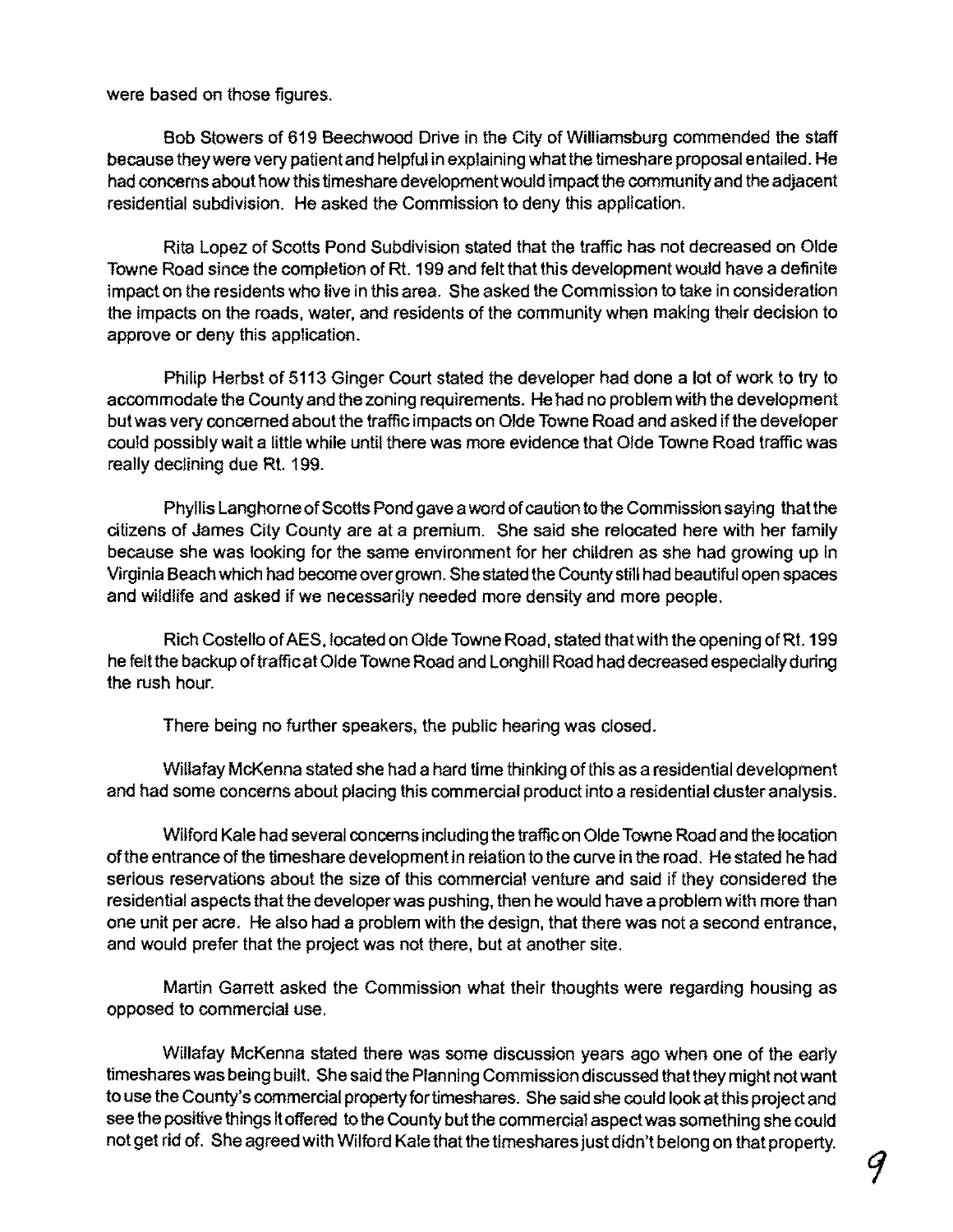were based on those figures.

Bob Stowers of 619 Beechwood Drive in the City of Williamsburg commended the staff because they were very patient and helpful in explaining what the timeshare proposal entailed. He had concerns about how this timeshare development would impact the community and the adjacent residential subdivision. He asked the Commission to deny this application.

Rita Lopez of Scotts Pond Subdivision stated that the traffic has not decreased on Olde Towne Road since the completion of Rt. 199 and felt that this development would have a definite impact on the residents who live in this area. She asked the Commission to take in consideration the impacts on the roads, water, and residents of the community when making their decision to approve or deny this application.

Philip Herbst of 5113 Ginger Court stated the developer had done a lot of work to try to accommodate the County and the zoning requirements. He had no problem with the development but was very concerned about the traffic impacts on Olde Towne Road and asked if the developer could possibly wait a little while until there was more evidence that Olde Towne Road traffic was really declining due Rt. 199.

Phyllis Langhorne of Scotts Pond gave a word of caution to the Commission saying that the citizens of James City County are at a premium. She said she relocated here with her family because she was looking for the same environment for her children as she had growing up in Virginia Beach which had become over grown. She stated the County still had beautiful open spaces and wildlife and asked if we necessarily needed more density and more people.

Rich Costello of AES, located on Olde Towne Road, stated that with the opening of Rt. 199 he felt the backup of traffic at Olde Towne Road and Longhill Road had decreased especially during the rush hour.

There being no further speakers, the public hearing was closed.

Willafay McKenna stated she had a hard time thinking of this as a residential development and had some concerns about placing this commercial product into a residential cluster analysis.

Wilford Kale had several concerns including the traffic on Olde Towne Road and the location of the entrance of the timeshare development in relation to the curve in the road. He stated he had serious reservations about the size of this commercial venture and said if they considered the residential aspects that the developer was pushing, then he would have a problem with more than one unit per acre. He also had a problem with the design, that there was not a second entrance, and would prefer that the project was not there, but at another site.

Martin Garrett asked the Commission what their thoughts were regarding housing as opposed to commercial use.

Willafay McKenna stated there was some discussion years ago when one of the early timeshares was being built. She said the Planning Commission discussed that they might not want to use the County's commercial property for timeshares. She said she could look at this project and see the positive things it offered to the County but the commercial aspect was something she could not get rid of. She agreed with Wilford Kale that the timeshares just didn't belong on that property.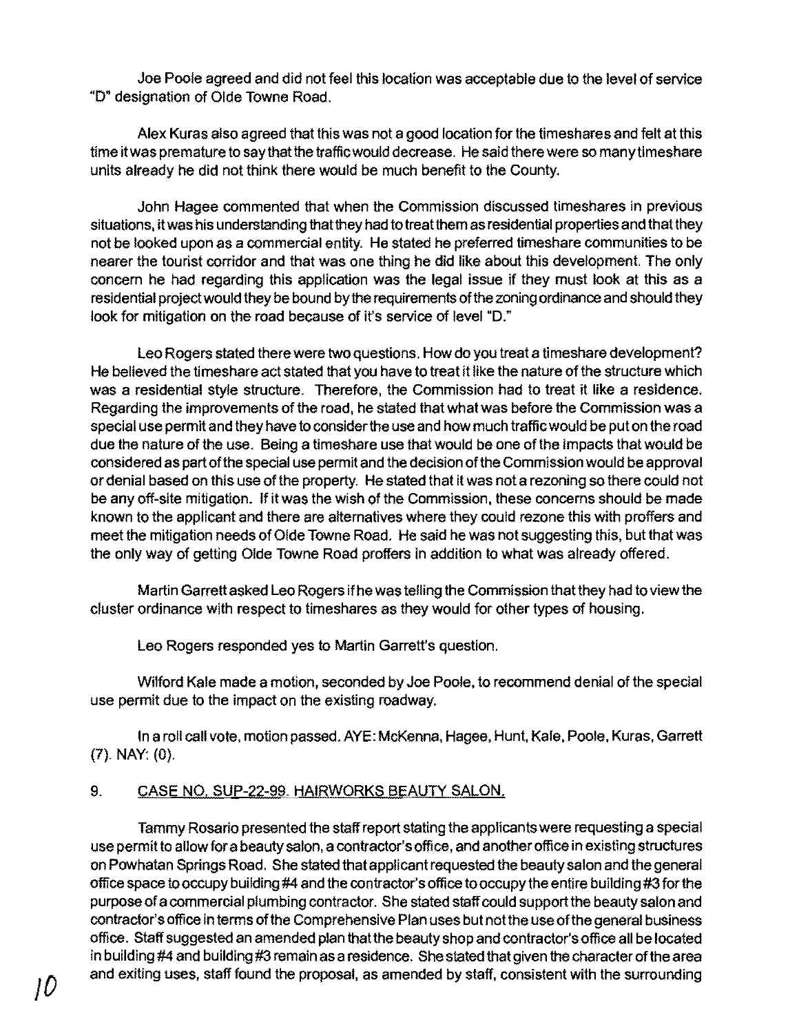Joe Poole agreed and did not feel this location was acceptable due to the level of service "D" designation of Olde Towne Road.

Alex Kuras also agreed that this was not a good location for the timeshares and felt at this time it was premature to say that the traffic would decrease. He said there were so many timeshare units already he did not think there would be much benefit to the County.

John Hagee commented that when the Commission discussed timeshares in previous situations, it was his understanding that they had to treat them as residential properties and that they not be looked upon as a commercial entity. He stated he preferred timeshare communities to be nearer the tourist corridor and that was one thing he did like about this development. The only concern he had regarding this application was the legal issue if they must look at this as a residential project would they be bound by the requirements of the zoning ordinance and should they look for mitigation on the road because of it's service of level "D."

Leo Rogers stated there were two questions. How do you treat a timeshare development? He believed the timeshare act stated that you have to treat it like the nature of the structure which was a residential style structure. Therefore, the Commission had to treat it like a residence. Regarding the improvements of the road, he stated that what was before the Commission was a special use permit and they have to consider the use and how much traffic would be put on the road due the nature of the use. Being a timeshare use that would be one of the impacts that would be considered as part of the special use permit and the decision of the Commission would be approval or denial based on this use of the property. He stated that it was not a rezoning so there could not be any off-site mitigation. If it was the wish of the Commission, these concerns should be made known to the applicant and there are alternatives where they could rezone this with proffers and meet the mitigation needs of Olde Towne Road. He said he was not suggesting this, but that was the only way of getting Olde Towne Road proffers in addition to what was already offered.

Martin Garrett asked Leo Rogers if he was telling the Commission that they had to view the cluster ordinance with respect to timeshares as they would for other types of housing.

Leo Rogers responded yes to Martin Garrett's question.

Wilford Kale made a motion, seconded by Joe Poole, to recommend denial of the special use permit due to the impact on the existing roadway.

In a roll call vote, motion passed. AYE: McKenna, Hagee, Hunt, Kale, Poole, Kuras, Garrett (7). NAY: (0).

9. CASE NO. SUP-22-99. HAIRWORKS BEAUTY SALON.

Tammy Rosario presented the staff report stating the applicants were requesting a special use permit to allow for a beauty salon, a contractor's office, and another office in existing structures on Powhatan Springs Road. She stated that applicant requested the beauty salon and the general office space to occupy building #4 and the contractor's office to occupy the entire building #3 for the purpose of a commercial plumbing contractor. She stated staff could support the beauty salon and contractor's office in terms of the Comprehensive Plan uses but not the use of the general business office. Staff suggested an amended plan that the beauty shop and contractor's office all be located in building #4 and building #3 remain as a residence. She stated that given the character of the area and exiting uses, staff found the proposal, as amended by staff, consistent with the surrounding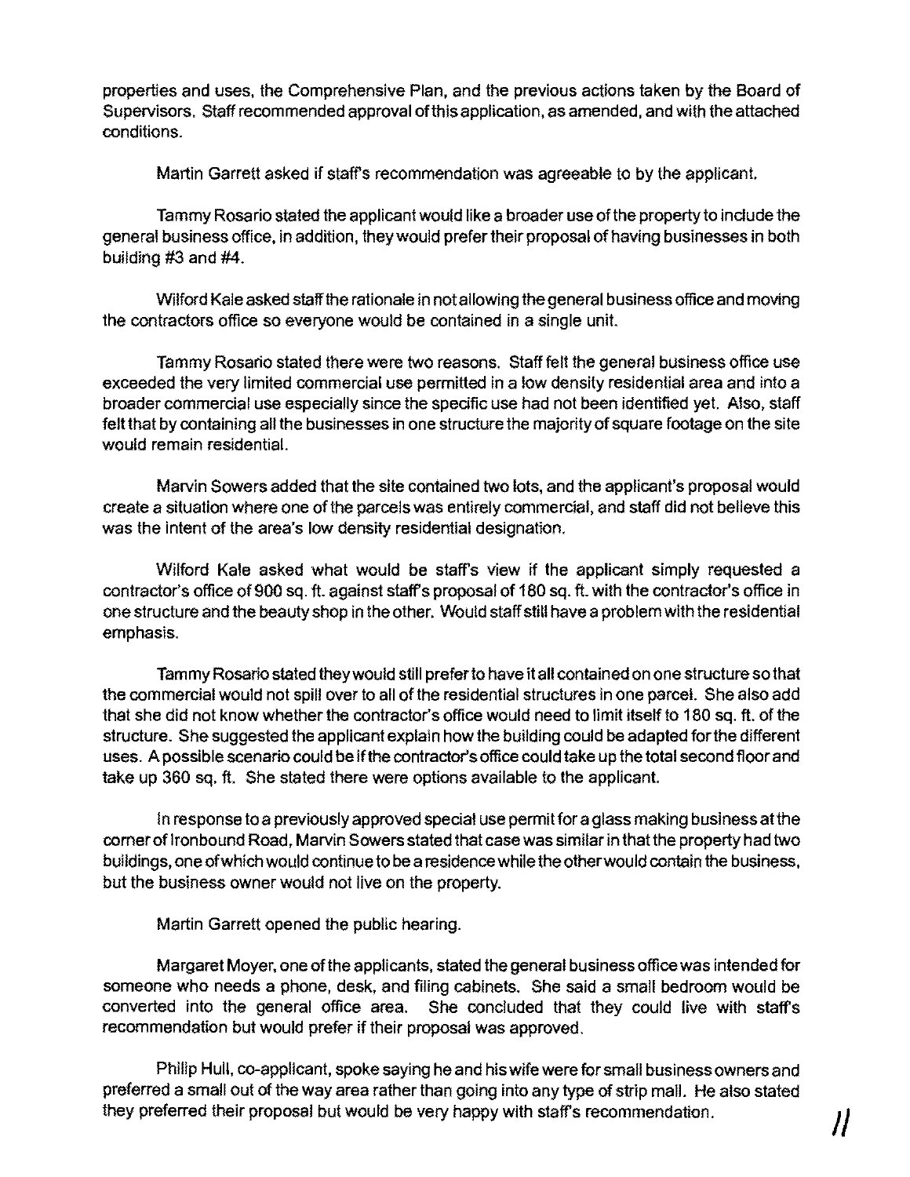properties and uses, the Comprehensive Plan, and the previous actions taken by the Board of Supervisors. Staff recommended approval of this application, as amended, and with the attached conditions.

Martin Garrett asked if staff's recommendation was agreeable to by the applicant.

Tammy Rosario stated the applicant would like a broader use of the property to include the general business office, in addition, they would prefer their proposal of having businesses in both building #3 and #4.

Wilford Kale asked staff the rationale in not allowing the general business office and moving the contractors office so everyone would be contained in a single unit.

Tammy Rosario stated there were two reasons. Staff felt the general business office use exceeded the very limited commercial use permitted in a low density residential area and into a broader commercial use especially since the specific use had not been identified yet. Also, staff felt that by containing all the businesses in one structure the majority of square footage on the site would remain residential.

Marvin Sowers added that the site contained two lots, and the applicant's proposal would create a situation where one of the parcels was entirely commercial, and staff did not believe this was the intent of the area's low density residential designation.

Wilford Kale asked what would be staff's view if the applicant simply requested a contractor's office of 900 sq. ft. against staff's proposal of 180 sq. ft. with the contractor's office in one structure and the beauty shop in the other. Would staff still have a problem with the residential emphasis.

Tammy Rosario stated they would still prefer to have it all contained on one structure so that the commercial would not spill over to all of the residential structures in one parcel. She also add that she did not know whether the contractor's office would need to limit itself to 180 sq. ft. of the structure. She suggested the applicant explain how the building could be adapted for the different uses. A possible scenario could be if the contractor's office could take up the total second floor and take up 360 sq. ft. She stated there were options available to the applicant.

In response to a previously approved special use permit for a glass making business at the corner of Ironbound Road, Marvin Sowers stated that case was similar in that the property had two buildings, one of which would continue to be a residence while the other would contain the business, but the business owner would not live on the property.

Martin Garrett opened the public hearing.

Margaret Moyer, one of the applicants, stated the general business office was intended for someone who needs a phone, desk, and filing cabinets. She said a small bedroom would be converted into the general office area. She concluded that they could live with staff's recommendation but would prefer if their proposal was approved.

Philip Hull, co-applicant, spoke saying he and his wife were for small business owners and preferred a small out of the way area rather than going into any type of strip mall. He also stated they preferred their proposal but would be very happy with staff's recommendation.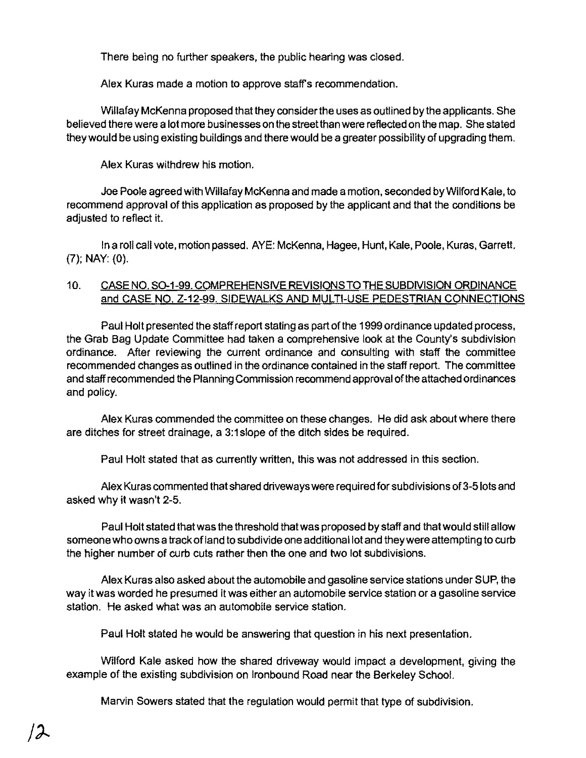There being no further speakers, the public hearing was closed.

Alex Kuras made a motion to approve staff's recommendation.

Willafay McKenna proposed that they consider the uses as outlined by the applicants. She believed there were a lot more businesses on the street than were reflected on the map. She stated they would be using existing buildings and there would be a greater possibility of upgrading them.

Alex Kuras withdrew his motion.

Joe Poole agreed with Willafay McKenna and made a motion, seconded by Wilford Kale, to recommend approval of this application as proposed by the applicant and that the conditions be adjusted to reflect it.

In a roll call vote, motion passed. AYE: McKenna, Hagee, Hunt, Kale, Poole, Kuras, Garrett, (7); NAY: (0).

10. CASE NO. SO-1-99. COMPREHENSIVE REVISIONS TO THE SUBDIVISION ORDINANCE and CASE NO. Z-12-99. SIDEWALKS AND MULTI-USE PEDESTRIAN CONNECTIONS

Paul Holt presented the staff report stating as part of the 1999 ordinance updated process, the Grab Bag Update Committee had taken a comprehensive look at the County's subdivision ordinance. After reviewing the current ordinance and consulting with staff the committee recommended changes as outlined in the ordinance contained in the staff report. The committee and staff recommended the Planning Commission recommend approval of the attached ordinances and policy.

Alex Kuras commended the committee on these changes. He did ask about where there are ditches for street drainage, a 3:1slope of the ditch sides be required.

Paul Holt stated that as currently written, this was not addressed in this section.

Alex Kuras commented that shared driveways were required for subdivisions of 3-5 lots and asked why it wasn't 2-5.

Paul Holt stated that was the threshold that was proposed by staff and that would still allow someone who owns a track of land to subdivide one additional lot and they were attempting to curb the higher number of curb cuts rather then the one and two lot subdivisions.

Alex Kuras also asked about the automobile and gasoline service stations under SUP, the way it was worded he presumed it was either an automobile service station or a gasoline service station. He asked what was an automobile service station.

Paul Holt stated he would be answering that question in his next presentation.

Wilford Kale asked how the shared driveway would impact a development, giving the example of the existing subdivision on Ironbound Road near the Berkeley School.

Marvin Sowers stated that the regulation would permit that type of subdivision.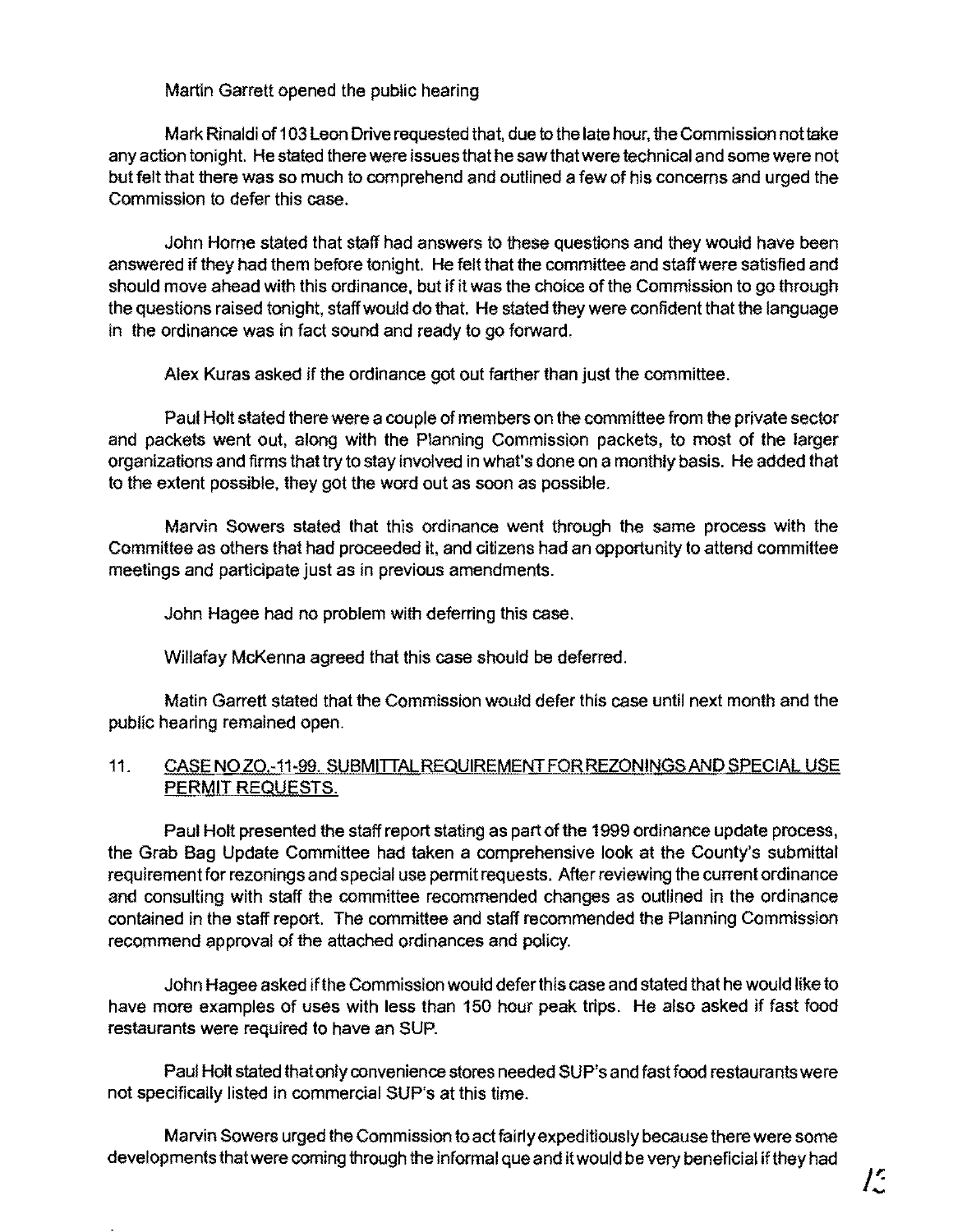Martin Garrett opened the public hearing

Mark Rinaldi of 103 Leon Drive requested that, due to the late hour, the Commission not take any action tonight. He stated there were issues that he saw that were technical and some were not but felt that there was so much to comprehend and outlined a few of his concerns and urged the Commission to defer this case.

John Horne stated that staff had answers to these questions and they would have been answered if they had them before tonight. He felt that the committee and staff were satisfied and should move ahead with this ordinance, but if it was the choice of the Commission to go through the questions raised tonight, staff would do that. He stated they were confident that the language in the ordinance was in fact sound and ready to go forward.

Alex Kuras asked if the ordinance got out farther than just the committee.

Paul Holt stated there were a couple of members on the committee from the private sector and packets went out, along with the Planning Commission packets, to most of the larger organizations and firms that try to stay involved in what's done on a monthly basis. He added that to the extent possible, they got the word out as soon as possible.

Marvin Sowers stated that this ordinance went through the same process with the Committee as others that had proceeded it, and citizens had an opportunity to attend committee meetings and participate just as in previous amendments.

John Hagee had no problem with deferring this case.

Willafay McKenna agreed that this case should be deferred.

Matin Garrett stated that the Commission would defer this case until next month and the public hearing remained open.

11. CASE NO ZO.-11-99. SUBMITTAL REQUIREMENT FOR REZONINGS AND SPECIAL USE PERMIT REQUESTS.

Paul Holt presented the staff report stating as part of the 1999 ordinance update process, the Grab Bag Update Committee had taken a comprehensive look at the County's submittal requirement for rezonings and special use permit requests. After reviewing the current ordinance and consulting with staff the committee recommended changes as outlined in the ordinance contained in the staff report. The committee and staff recommended the Planning Commission recommend approval of the attached ordinances and policy.

John Hagee asked if the Commission would defer this case and stated that he would like to have more examples of uses with less than 150 hour peak trips. He also asked if fast food restaurants were required to have an SUP.

Paul Holt stated that only convenience stores needed SUP's and fast food restaurants were not specifically listed in commercial SUP's at this time.

Marvin Sowers urged the Commission to act fairly expeditiously because there were some developments that were coming through the informal que and it would be very beneficial if they had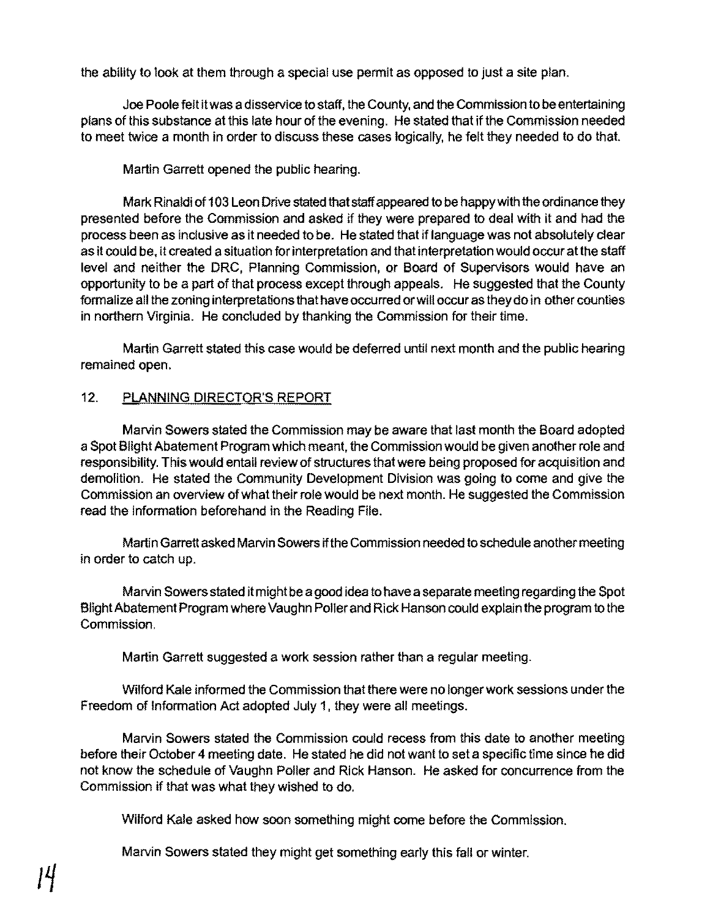the ability to look at them through a special use permit as opposed to just a site plan.

Joe Poole felt it was a disservice to staff, the County, and the Commission to be entertaining plans of this substance at this late hour of the evening. He stated that if the Commission needed to meet twice a month in order to discuss these cases logically, he felt they needed to do that.

Martin Garrett opened the public hearing.

Mark Rinaldi of 103 Leon Drive stated that staff appeared to be happy with the ordinance they presented before the Commission and asked if they were prepared to deal with it and had the process been as inclusive as it needed to be. He stated that if language was not absolutely clear as it could be, it created a situation for interpretation and that interpretation would occur at the staff level and neither the DRC, Planning Commission, or Board of Supervisors would have an opportunity to be a part of that process except through appeals. He suggested that the County formalize all the zoning interpretations that have occurred or will occur as they do in other counties in northern Virginia. He concluded by thanking the Commission for their time.

Martin Garrett stated this case would be deferred until next month and the public hearing remained open.

## 12. PLANNING DIRECTOR'S REPORT

Marvin Sowers stated the Commission may be aware that last month the Board adopted a Spot Blight Abatement Program which meant, the Commission would be given another role and responsibility. This would entail review of structures that were being proposed for acquisition and demolition. He stated the Community Development Division was going to come and give the Commission an overview of what their role would be next month. He suggested the Commission read the information beforehand in the Reading File.

Martin Garrett asked Marvin Sowers if the Commission needed to schedule another meeting in order to catch up.

Marvin Sowers stated it might be a good idea to have a separate meeting regarding the Spot Blight Abatement Program where Vaughn Poller and Rick Hanson could explain the program to the Commission.

Martin Garrett suggested a work session rather than a regular meeting.

Wilford Kale informed the Commission that there were no longer work sessions under the Freedom of Information Act adopted July 1, they were all meetings.

Marvin Sowers stated the Commission could recess from this date to another meeting before their October 4 meeting date. He stated he did not want to set a specific time since he did not know the schedule of Vaughn Poller and Rick Hanson. He asked for concurrence from the Commission if that was what they wished to do.

Wilford Kale asked how soon something might come before the Commission.

Marvin Sowers stated they might get something early this fall or winter.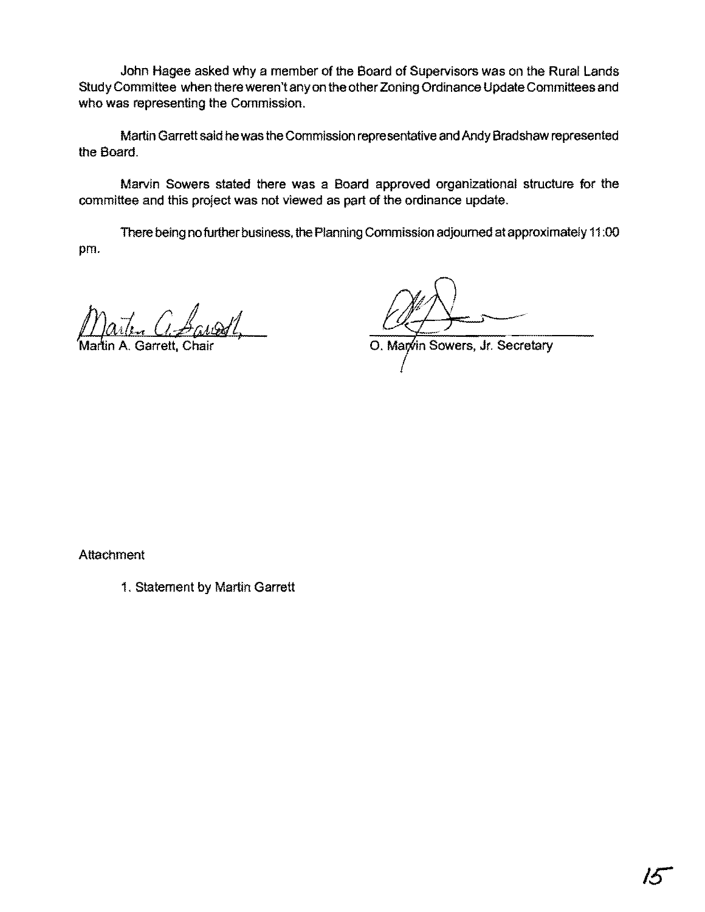John Hagee asked why a member of the Board of Supervisors was on the Rural Lands Study Committee when there weren't any on the other Zoning Ordinance Update Committees and who was representing the Commission.

Martin Garrett said he was the Commission representative and Andy Bradshaw represented the Board.

Marvin Sowers stated there was a Board approved organizational structure for the committee and this project was not viewed as part of the ordinance update.

There being no further business, the Planning Commission adjourned at approximately 11:00 pm.

Martin A. Garrett, Chair

O. Marvin Sowers, Jr. Secretary

Attachment

1. Statement by Martin Garrett